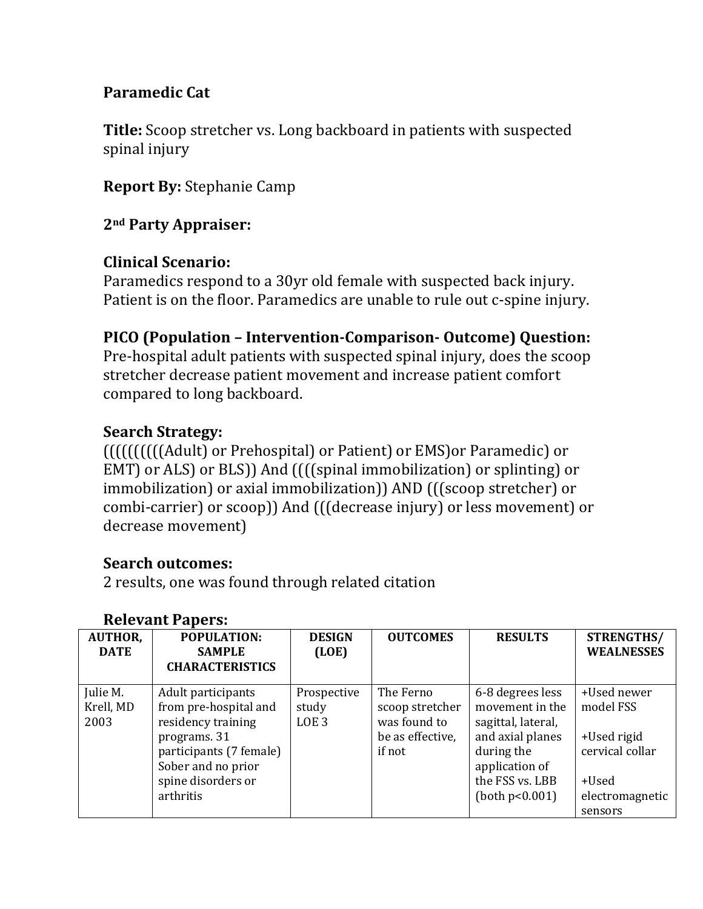**Paramedic Cat**

**Title:** Scoop stretcher vs. Long backboard in patients with suspected spinal injury

**Report By:** Stephanie Camp

**2nd Party Appraiser:**

**Clinical Scenario:**
Paramedics respond to a 30yr old female with suspected back injury. Patient is on the floor. Paramedics are unable to rule out c-spine injury.

**PICO (Population – Intervention-Comparison- Outcome) Question:**
Pre-hospital adult patients with suspected spinal injury, does the scoop stretcher decrease patient movement and increase patient comfort compared to long backboard.

**Search Strategy:**
(((((((((Adult) or Prehospital) or Patient) or EMS)or Paramedic) or EMT) or ALS) or BLS)) And ((((spinal immobilization) or splinting) or immobilization) or axial immobilization)) AND (((scoop stretcher) or combi-carrier) or scoop)) And (((decrease injury) or less movement) or decrease movement)

**Search outcomes:**
2 results, one was found through related citation

**Relevant Papers:**

| AUTHOR, DATE | POPULATION: SAMPLE CHARACTERISTICS | DESIGN (LOE) | OUTCOMES | RESULTS | STRENGTHS/ WEALNESSES |
|---|---|---|---|---|---|
| Julie M. Krell, MD 2003 | Adult participants from pre-hospital and residency training programs. 31 participants (7 female) Sober and no prior spine disorders or arthritis | Prospective study LOE 3 | The Ferno scoop stretcher was found to be as effective, if not | 6-8 degrees less movement in the sagittal, lateral, and axial planes during the application of the FSS vs. LBB (both $p<0.001$) | +Used newer model FSS<br><br>+Used rigid cervical collar<br><br>+Used electromagnetic sensors |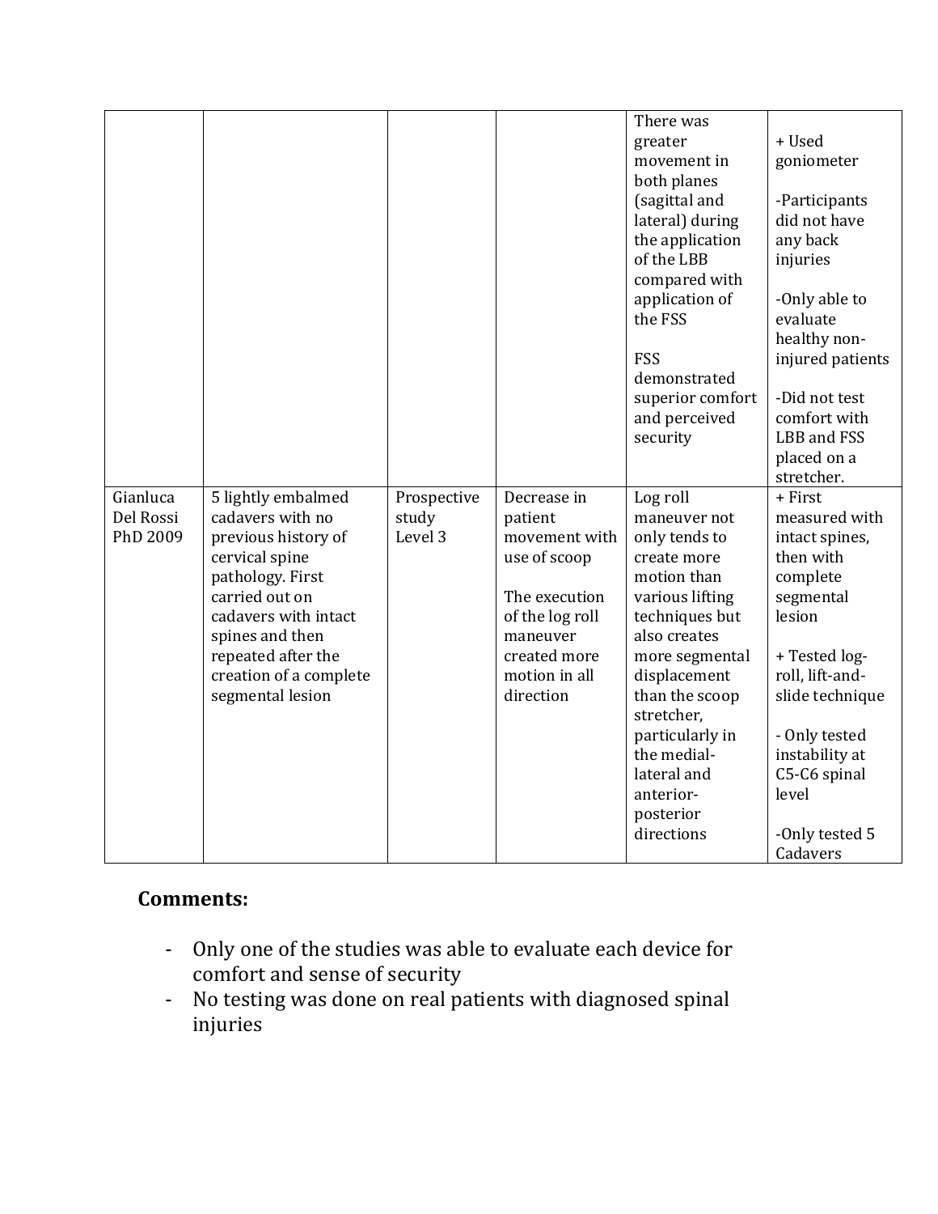|  |  |  |  | There was greater movement in both planes (sagittal and lateral) during the application of the LBB compared with application of the FSS<br><br>FSS demonstrated superior comfort and perceived security | + Used goniometer<br><br>-Participants did not have any back injuries<br><br>-Only able to evaluate healthy non-injured patients<br><br>-Did not test comfort with LBB and FSS placed on a stretcher. |
|---|---|---|---|---|---|
| Gianluca Del Rossi PhD 2009 | 5 lightly embalmed cadavers with no previous history of cervical spine pathology. First carried out on cadavers with intact spines and then repeated after the creation of a complete segmental lesion | Prospective study Level 3 | Decrease in patient movement with use of scoop<br><br>The execution of the log roll maneuver created more motion in all direction | Log roll maneuver not only tends to create more motion than various lifting techniques but also creates more segmental displacement than the scoop stretcher, particularly in the medial-lateral and anterior-posterior directions | + First measured with intact spines, then with complete segmental lesion<br><br>+ Tested log-roll, lift-and-slide technique<br><br>- Only tested instability at C5-C6 spinal level<br><br>-Only tested 5 Cadavers |

**Comments:**

- Only one of the studies was able to evaluate each device for comfort and sense of security
- No testing was done on real patients with diagnosed spinal injuries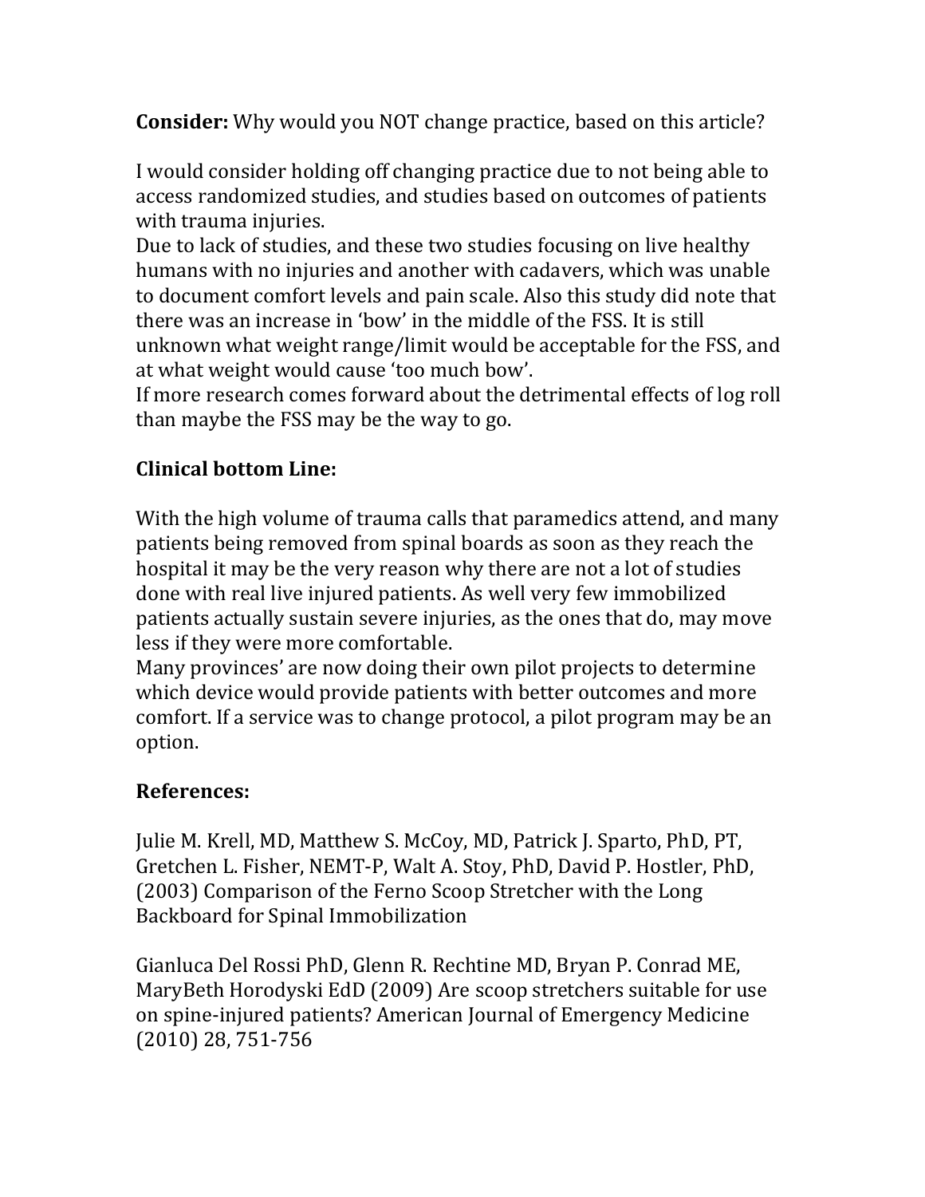**Consider:** Why would you NOT change practice, based on this article?

I would consider holding off changing practice due to not being able to access randomized studies, and studies based on outcomes of patients with trauma injuries.
Due to lack of studies, and these two studies focusing on live healthy humans with no injuries and another with cadavers, which was unable to document comfort levels and pain scale. Also this study did note that there was an increase in 'bow' in the middle of the FSS. It is still unknown what weight range/limit would be acceptable for the FSS, and at what weight would cause 'too much bow'.
If more research comes forward about the detrimental effects of log roll than maybe the FSS may be the way to go.

**Clinical bottom Line:**

With the high volume of trauma calls that paramedics attend, and many patients being removed from spinal boards as soon as they reach the hospital it may be the very reason why there are not a lot of studies done with real live injured patients. As well very few immobilized patients actually sustain severe injuries, as the ones that do, may move less if they were more comfortable.
Many provinces' are now doing their own pilot projects to determine which device would provide patients with better outcomes and more comfort. If a service was to change protocol, a pilot program may be an option.

**References:**

Julie M. Krell, MD, Matthew S. McCoy, MD, Patrick J. Sparto, PhD, PT, Gretchen L. Fisher, NEMT-P, Walt A. Stoy, PhD, David P. Hostler, PhD, (2003) Comparison of the Ferno Scoop Stretcher with the Long Backboard for Spinal Immobilization

Gianluca Del Rossi PhD, Glenn R. Rechtine MD, Bryan P. Conrad ME, MaryBeth Horodyski EdD (2009) Are scoop stretchers suitable for use on spine-injured patients? American Journal of Emergency Medicine (2010) 28, 751-756